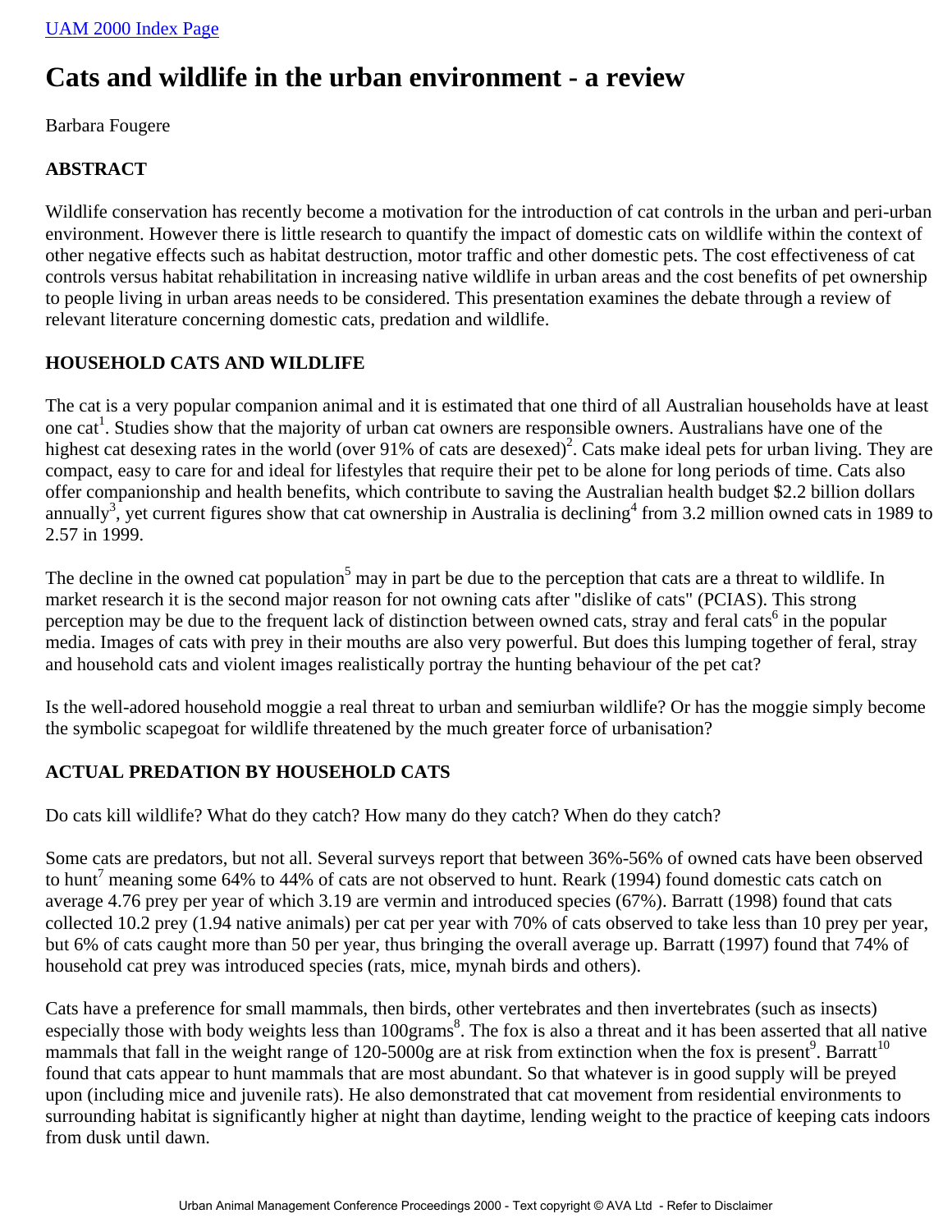UAM 2000 Index Page

# Cats and wildlife in the urban environment - a review

Barbara Fougere

### ABSTRACT

Wildlife conservation has recently become a motivation for the introduction of cat controls in the urban and peri-urban environment. However there is little research to quantify the impact of domestic cats on wildlife within the context of other negative effects such as habitat destruction, motor traffic and other domestic pets. The cost effectiveness of cat controls versus habitat rehabilitation in increasing native wildlife in urban areas and the cost benefits of pet ownership to people living in urban areas needs to be considered. This presentation examines the debate through a review of relevant literature concerning domestic cats, predation and wildlife.

### HOUSEHOLD CATS AND WILDLIFE

The cat is a very popular companion animal and it is estimated that one third of all Australian households have at least one cat[1]. Studies show that the majority of urban cat owners are responsible owners. Australians have one of the highest cat desexing rates in the world (over 91% of cats are desexed)[2]. Cats make ideal pets for urban living. They are compact, easy to care for and ideal for lifestyles that require their pet to be alone for long periods of time. Cats also offer companionship and health benefits, which contribute to saving the Australian health budget $2.2 billion dollars annually[3], yet current figures show that cat ownership in Australia is declining[4] from 3.2 million owned cats in 1989 to 2.57 in 1999.

The decline in the owned cat population[5] may in part be due to the perception that cats are a threat to wildlife. In market research it is the second major reason for not owning cats after "dislike of cats" (PCIAS). This strong perception may be due to the frequent lack of distinction between owned cats, stray and feral cats[6] in the popular media. Images of cats with prey in their mouths are also very powerful. But does this lumping together of feral, stray and household cats and violent images realistically portray the hunting behaviour of the pet cat?

Is the well-adored household moggie a real threat to urban and semiurban wildlife? Or has the moggie simply become the symbolic scapegoat for wildlife threatened by the much greater force of urbanisation?

### ACTUAL PREDATION BY HOUSEHOLD CATS

Do cats kill wildlife? What do they catch? How many do they catch? When do they catch?

Some cats are predators, but not all. Several surveys report that between 36%-56% of owned cats have been observed to hunt[7] meaning some 64% to 44% of cats are not observed to hunt. Reark (1994) found domestic cats catch on average 4.76 prey per year of which 3.19 are vermin and introduced species (67%). Barratt (1998) found that cats collected 10.2 prey (1.94 native animals) per cat per year with 70% of cats observed to take less than 10 prey per year, but 6% of cats caught more than 50 per year, thus bringing the overall average up. Barratt (1997) found that 74% of household cat prey was introduced species (rats, mice, mynah birds and others).

Cats have a preference for small mammals, then birds, other vertebrates and then invertebrates (such as insects) especially those with body weights less than 100grams[8]. The fox is also a threat and it has been asserted that all native mammals that fall in the weight range of 120-5000g are at risk from extinction when the fox is present[9]. Barratt[10] found that cats appear to hunt mammals that are most abundant. So that whatever is in good supply will be preyed upon (including mice and juvenile rats). He also demonstrated that cat movement from residential environments to surrounding habitat is significantly higher at night than daytime, lending weight to the practice of keeping cats indoors from dusk until dawn.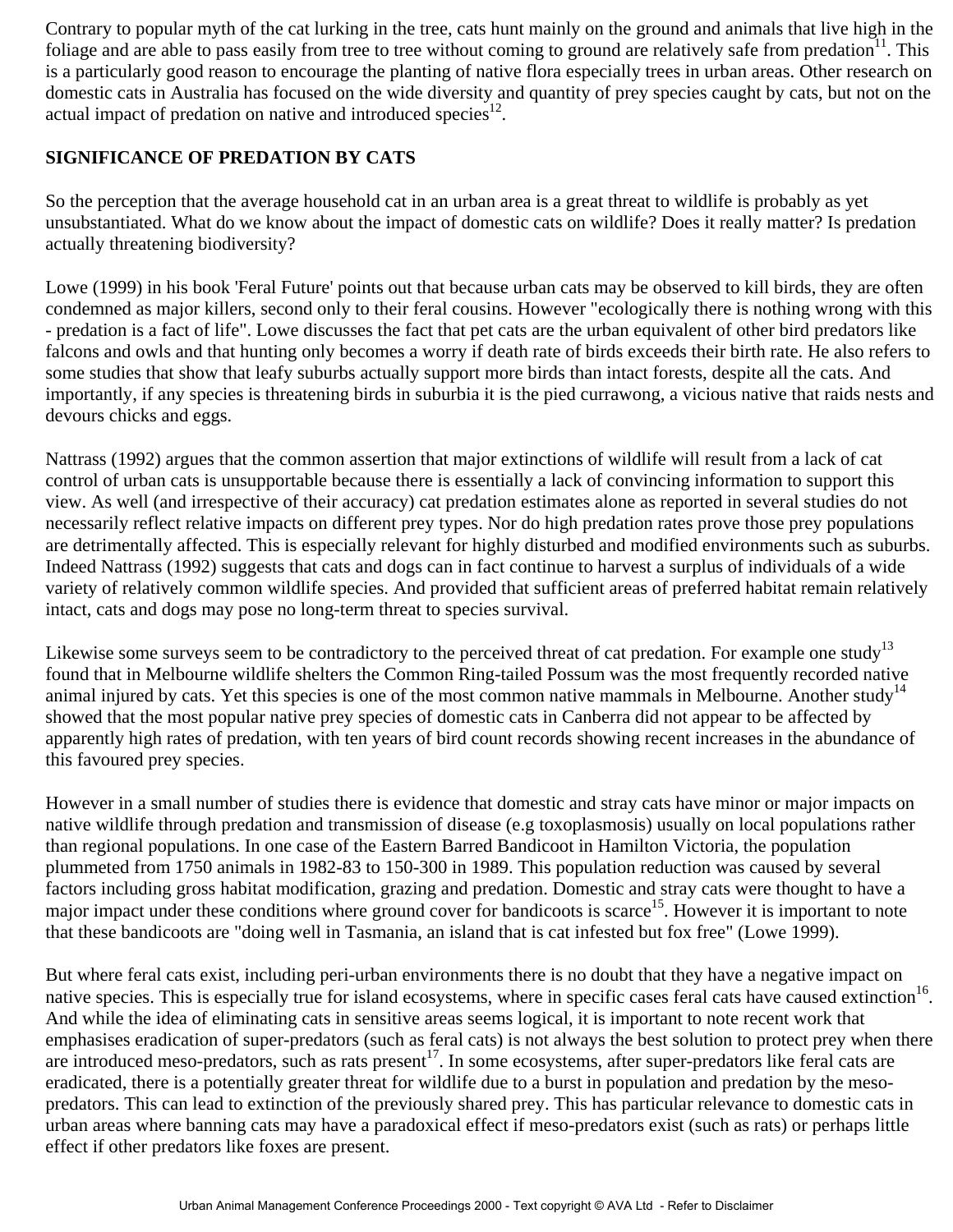Contrary to popular myth of the cat lurking in the tree, cats hunt mainly on the ground and animals that live high in the foliage and are able to pass easily from tree to tree without coming to ground are relatively safe from predation[11]. This is a particularly good reason to encourage the planting of native flora especially trees in urban areas. Other research on domestic cats in Australia has focused on the wide diversity and quantity of prey species caught by cats, but not on the actual impact of predation on native and introduced species[12].

## SIGNIFICANCE OF PREDATION BY CATS

So the perception that the average household cat in an urban area is a great threat to wildlife is probably as yet unsubstantiated. What do we know about the impact of domestic cats on wildlife? Does it really matter? Is predation actually threatening biodiversity?

Lowe (1999) in his book 'Feral Future' points out that because urban cats may be observed to kill birds, they are often condemned as major killers, second only to their feral cousins. However "ecologically there is nothing wrong with this - predation is a fact of life". Lowe discusses the fact that pet cats are the urban equivalent of other bird predators like falcons and owls and that hunting only becomes a worry if death rate of birds exceeds their birth rate. He also refers to some studies that show that leafy suburbs actually support more birds than intact forests, despite all the cats. And importantly, if any species is threatening birds in suburbia it is the pied currawong, a vicious native that raids nests and devours chicks and eggs.

Nattrass (1992) argues that the common assertion that major extinctions of wildlife will result from a lack of cat control of urban cats is unsupportable because there is essentially a lack of convincing information to support this view. As well (and irrespective of their accuracy) cat predation estimates alone as reported in several studies do not necessarily reflect relative impacts on different prey types. Nor do high predation rates prove those prey populations are detrimentally affected. This is especially relevant for highly disturbed and modified environments such as suburbs. Indeed Nattrass (1992) suggests that cats and dogs can in fact continue to harvest a surplus of individuals of a wide variety of relatively common wildlife species. And provided that sufficient areas of preferred habitat remain relatively intact, cats and dogs may pose no long-term threat to species survival.

Likewise some surveys seem to be contradictory to the perceived threat of cat predation. For example one study[13] found that in Melbourne wildlife shelters the Common Ring-tailed Possum was the most frequently recorded native animal injured by cats. Yet this species is one of the most common native mammals in Melbourne. Another study[14] showed that the most popular native prey species of domestic cats in Canberra did not appear to be affected by apparently high rates of predation, with ten years of bird count records showing recent increases in the abundance of this favoured prey species.

However in a small number of studies there is evidence that domestic and stray cats have minor or major impacts on native wildlife through predation and transmission of disease (e.g toxoplasmosis) usually on local populations rather than regional populations. In one case of the Eastern Barred Bandicoot in Hamilton Victoria, the population plummeted from 1750 animals in 1982-83 to 150-300 in 1989. This population reduction was caused by several factors including gross habitat modification, grazing and predation. Domestic and stray cats were thought to have a major impact under these conditions where ground cover for bandicoots is scarce[15]. However it is important to note that these bandicoots are "doing well in Tasmania, an island that is cat infested but fox free" (Lowe 1999).

But where feral cats exist, including peri-urban environments there is no doubt that they have a negative impact on native species. This is especially true for island ecosystems, where in specific cases feral cats have caused extinction[16]. And while the idea of eliminating cats in sensitive areas seems logical, it is important to note recent work that emphasises eradication of super-predators (such as feral cats) is not always the best solution to protect prey when there are introduced meso-predators, such as rats present[17]. In some ecosystems, after super-predators like feral cats are eradicated, there is a potentially greater threat for wildlife due to a burst in population and predation by the meso-predators. This can lead to extinction of the previously shared prey. This has particular relevance to domestic cats in urban areas where banning cats may have a paradoxical effect if meso-predators exist (such as rats) or perhaps little effect if other predators like foxes are present.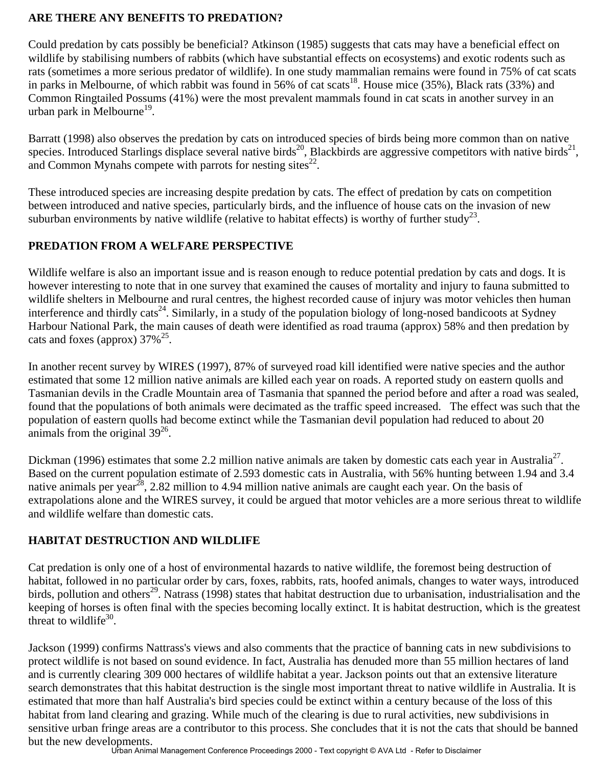## ARE THERE ANY BENEFITS TO PREDATION?

Could predation by cats possibly be beneficial? Atkinson (1985) suggests that cats may have a beneficial effect on wildlife by stabilising numbers of rabbits (which have substantial effects on ecosystems) and exotic rodents such as rats (sometimes a more serious predator of wildlife). In one study mammalian remains were found in 75% of cat scats in parks in Melbourne, of which rabbit was found in 56% of cat scats[18]. House mice (35%), Black rats (33%) and Common Ringtailed Possums (41%) were the most prevalent mammals found in cat scats in another survey in an urban park in Melbourne[19].

Barratt (1998) also observes the predation by cats on introduced species of birds being more common than on native species. Introduced Starlings displace several native birds[20], Blackbirds are aggressive competitors with native birds[21], and Common Mynahs compete with parrots for nesting sites[22].

These introduced species are increasing despite predation by cats. The effect of predation by cats on competition between introduced and native species, particularly birds, and the influence of house cats on the invasion of new suburban environments by native wildlife (relative to habitat effects) is worthy of further study[23].

## PREDATION FROM A WELFARE PERSPECTIVE

Wildlife welfare is also an important issue and is reason enough to reduce potential predation by cats and dogs. It is however interesting to note that in one survey that examined the causes of mortality and injury to fauna submitted to wildlife shelters in Melbourne and rural centres, the highest recorded cause of injury was motor vehicles then human interference and thirdly cats[24]. Similarly, in a study of the population biology of long-nosed bandicoots at Sydney Harbour National Park, the main causes of death were identified as road trauma (approx) 58% and then predation by cats and foxes (approx) 37%[25].

In another recent survey by WIRES (1997), 87% of surveyed road kill identified were native species and the author estimated that some 12 million native animals are killed each year on roads. A reported study on eastern quolls and Tasmanian devils in the Cradle Mountain area of Tasmania that spanned the period before and after a road was sealed, found that the populations of both animals were decimated as the traffic speed increased. The effect was such that the population of eastern quolls had become extinct while the Tasmanian devil population had reduced to about 20 animals from the original 39[26].

Dickman (1996) estimates that some 2.2 million native animals are taken by domestic cats each year in Australia[27]. Based on the current population estimate of 2.593 domestic cats in Australia, with 56% hunting between 1.94 and 3.4 native animals per year[28], 2.82 million to 4.94 million native animals are caught each year. On the basis of extrapolations alone and the WIRES survey, it could be argued that motor vehicles are a more serious threat to wildlife and wildlife welfare than domestic cats.

## HABITAT DESTRUCTION AND WILDLIFE

Cat predation is only one of a host of environmental hazards to native wildlife, the foremost being destruction of habitat, followed in no particular order by cars, foxes, rabbits, rats, hoofed animals, changes to water ways, introduced birds, pollution and others[29]. Natrass (1998) states that habitat destruction due to urbanisation, industrialisation and the keeping of horses is often final with the species becoming locally extinct. It is habitat destruction, which is the greatest threat to wildlife[30].

Jackson (1999) confirms Nattrass's views and also comments that the practice of banning cats in new subdivisions to protect wildlife is not based on sound evidence. In fact, Australia has denuded more than 55 million hectares of land and is currently clearing 309 000 hectares of wildlife habitat a year. Jackson points out that an extensive literature search demonstrates that this habitat destruction is the single most important threat to native wildlife in Australia. It is estimated that more than half Australia's bird species could be extinct within a century because of the loss of this habitat from land clearing and grazing. While much of the clearing is due to rural activities, new subdivisions in sensitive urban fringe areas are a contributor to this process. She concludes that it is not the cats that should be banned but the new developments.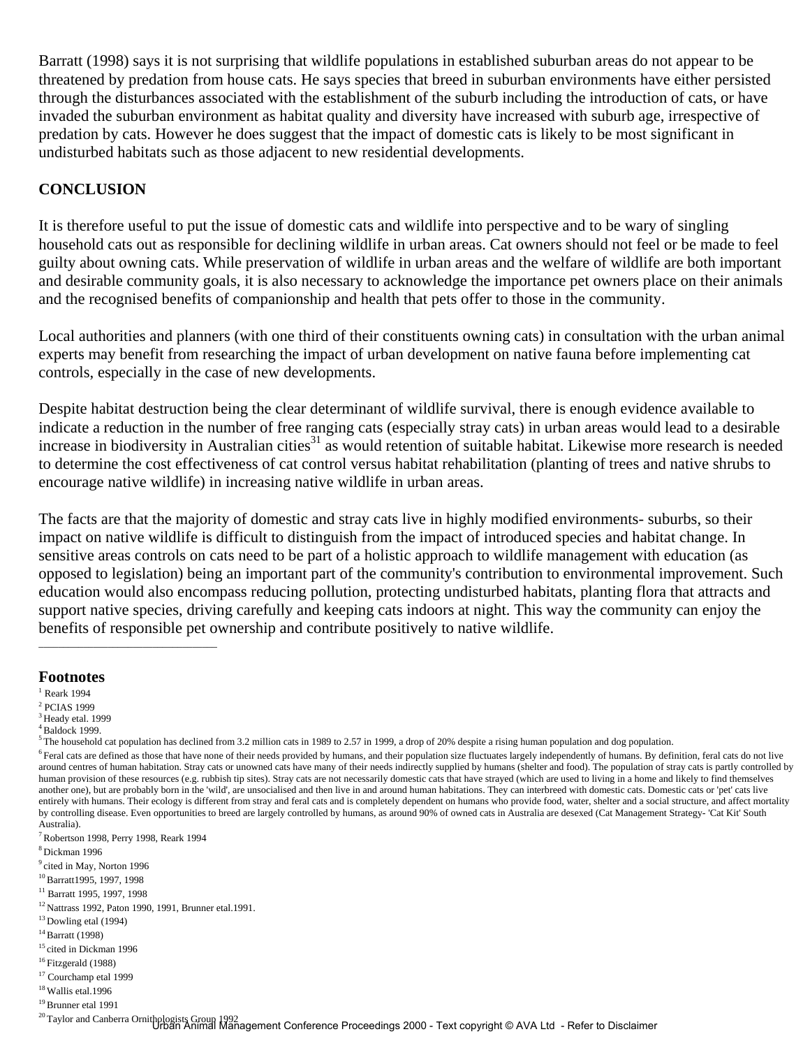Barratt (1998) says it is not surprising that wildlife populations in established suburban areas do not appear to be threatened by predation from house cats. He says species that breed in suburban environments have either persisted through the disturbances associated with the establishment of the suburb including the introduction of cats, or have invaded the suburban environment as habitat quality and diversity have increased with suburb age, irrespective of predation by cats. However he does suggest that the impact of domestic cats is likely to be most significant in undisturbed habitats such as those adjacent to new residential developments.

**CONCLUSION**

It is therefore useful to put the issue of domestic cats and wildlife into perspective and to be wary of singling household cats out as responsible for declining wildlife in urban areas. Cat owners should not feel or be made to feel guilty about owning cats. While preservation of wildlife in urban areas and the welfare of wildlife are both important and desirable community goals, it is also necessary to acknowledge the importance pet owners place on their animals and the recognised benefits of companionship and health that pets offer to those in the community.

Local authorities and planners (with one third of their constituents owning cats) in consultation with the urban animal experts may benefit from researching the impact of urban development on native fauna before implementing cat controls, especially in the case of new developments.

Despite habitat destruction being the clear determinant of wildlife survival, there is enough evidence available to indicate a reduction in the number of free ranging cats (especially stray cats) in urban areas would lead to a desirable increase in biodiversity in Australian cities[31] as would retention of suitable habitat. Likewise more research is needed to determine the cost effectiveness of cat control versus habitat rehabilitation (planting of trees and native shrubs to encourage native wildlife) in increasing native wildlife in urban areas.

The facts are that the majority of domestic and stray cats live in highly modified environments- suburbs, so their impact on native wildlife is difficult to distinguish from the impact of introduced species and habitat change. In sensitive areas controls on cats need to be part of a holistic approach to wildlife management with education (as opposed to legislation) being an important part of the community's contribution to environmental improvement. Such education would also encompass reducing pollution, protecting undisturbed habitats, planting flora that attracts and support native species, driving carefully and keeping cats indoors at night. This way the community can enjoy the benefits of responsible pet ownership and contribute positively to native wildlife.

---

**Footnotes**

[1] Reark 1994
[2] PCIAS 1999
[3] Heady etal. 1999
[4] Baldock 1999.
[5] The household cat population has declined from 3.2 million cats in 1989 to 2.57 in 1999, a drop of 20% despite a rising human population and dog population.
[6] Feral cats are defined as those that have none of their needs provided by humans, and their population size fluctuates largely independently of humans. By definition, feral cats do not live around centres of human habitation. Stray cats or unowned cats have many of their needs indirectly supplied by humans (shelter and food). The population of stray cats is partly controlled by human provision of these resources (e.g. rubbish tip sites). Stray cats are not necessarily domestic cats that have strayed (which are used to living in a home and likely to find themselves another one), but are probably born in the 'wild', are unsocialised and then live in and around human habitations. They can interbreed with domestic cats. Domestic cats or 'pet' cats live entirely with humans. Their ecology is different from stray and feral cats and is completely dependent on humans who provide food, water, shelter and a social structure, and affect mortality by controlling disease. Even opportunities to breed are largely controlled by humans, as around 90% of owned cats in Australia are desexed (Cat Management Strategy- 'Cat Kit' South Australia).
[7] Robertson 1998, Perry 1998, Reark 1994
[8] Dickman 1996
[9] cited in May, Norton 1996
[10] Barratt1995, 1997, 1998
[11] Barratt 1995, 1997, 1998
[12] Nattrass 1992, Paton 1990, 1991, Brunner etal.1991.
[13] Dowling etal (1994)
[14] Barratt (1998)
[15] cited in Dickman 1996
[16] Fitzgerald (1988)
[17] Courchamp etal 1999
[18] Wallis etal.1996
[19] Brunner etal 1991
[20] Taylor and Canberra Ornithologists Group 1992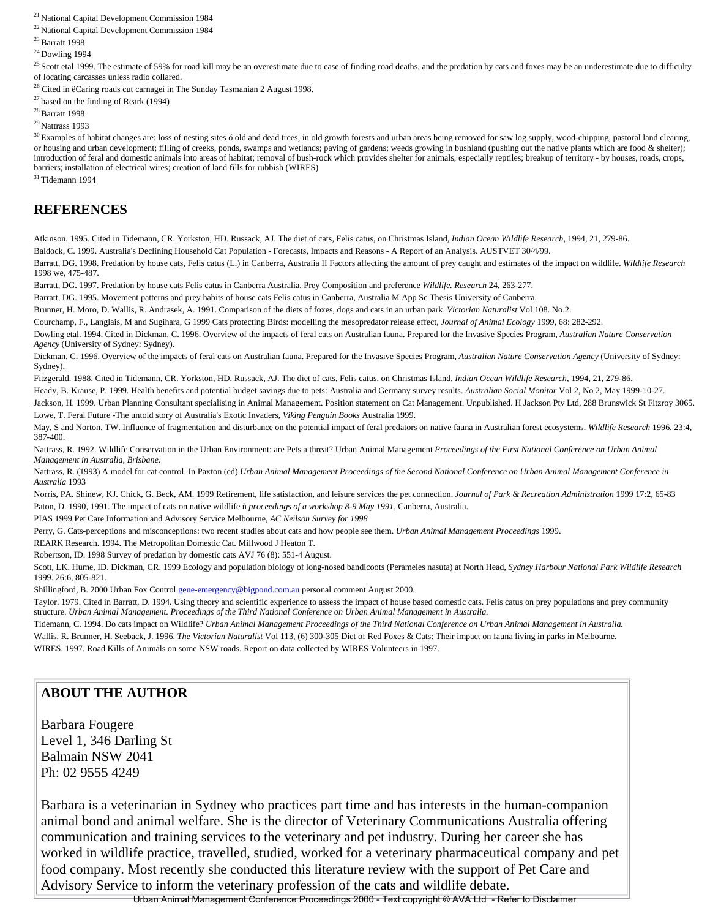[21] National Capital Development Commission 1984

[22] National Capital Development Commission 1984

[23] Barratt 1998

[24] Dowling 1994

[25] Scott etal 1999. The estimate of 59% for road kill may be an overestimate due to ease of finding road deaths, and the predation by cats and foxes may be an underestimate due to difficulty of locating carcasses unless radio collared.

[26] Cited in ëCaring roads cut carnageí in The Sunday Tasmanian 2 August 1998.

[27] based on the finding of Reark (1994)

[28] Barratt 1998

[29] Nattrass 1993

[30] Examples of habitat changes are: loss of nesting sites ó old and dead trees, in old growth forests and urban areas being removed for saw log supply, wood-chipping, pastoral land clearing, or housing and urban development; filling of creeks, ponds, swamps and wetlands; paving of gardens; weeds growing in bushland (pushing out the native plants which are food & shelter); introduction of feral and domestic animals into areas of habitat; removal of bush-rock which provides shelter for animals, especially reptiles; breakup of territory - by houses, roads, crops, barriers; installation of electrical wires; creation of land fills for rubbish (WIRES)

[31] Tidemann 1994

## REFERENCES

Atkinson. 1995. Cited in Tidemann, CR. Yorkston, HD. Russack, AJ. The diet of cats, Felis catus, on Christmas Island, *Indian Ocean Wildlife Research*, 1994, 21, 279-86.

Baldock, C. 1999. Australia's Declining Household Cat Population - Forecasts, Impacts and Reasons - A Report of an Analysis. AUSTVET 30/4/99.

Barratt, DG. 1998. Predation by house cats, Felis catus (L.) in Canberra, Australia II Factors affecting the amount of prey caught and estimates of the impact on wildlife. *Wildlife Research* 1998 we, 475-487.

Barratt, DG. 1997. Predation by house cats Felis catus in Canberra Australia. Prey Composition and preference *Wildlife. Research* 24, 263-277.

Barratt, DG. 1995. Movement patterns and prey habits of house cats Felis catus in Canberra, Australia M App Sc Thesis University of Canberra.

Brunner, H. Moro, D. Wallis, R. Andrasek, A. 1991. Comparison of the diets of foxes, dogs and cats in an urban park. *Victorian Naturalist* Vol 108. No.2.

Courchamp, F., Langlais, M and Sugihara, G 1999 Cats protecting Birds: modelling the mesopredator release effect, *Journal of Animal Ecology* 1999, 68: 282-292.

Dowling etal. 1994. Cited in Dickman, C. 1996. Overview of the impacts of feral cats on Australian fauna. Prepared for the Invasive Species Program, *Australian Nature Conservation Agency* (University of Sydney: Sydney).

Dickman, C. 1996. Overview of the impacts of feral cats on Australian fauna. Prepared for the Invasive Species Program, *Australian Nature Conservation Agency* (University of Sydney: Sydney).

Fitzgerald. 1988. Cited in Tidemann, CR. Yorkston, HD. Russack, AJ. The diet of cats, Felis catus, on Christmas Island, *Indian Ocean Wildlife Research*, 1994, 21, 279-86.

Heady, B. Krause, P. 1999. Health benefits and potential budget savings due to pets: Australia and Germany survey results. *Australian Social Monitor* Vol 2, No 2, May 1999-10-27.

Jackson, H. 1999. Urban Planning Consultant specialising in Animal Management. Position statement on Cat Management. Unpublished. H Jackson Pty Ltd, 288 Brunswick St Fitzroy 3065.

Lowe, T. Feral Future -The untold story of Australia's Exotic Invaders, *Viking Penguin Books* Australia 1999.

May, S and Norton, TW. Influence of fragmentation and disturbance on the potential impact of feral predators on native fauna in Australian forest ecosystems. *Wildlife Research* 1996. 23:4, 387-400.

Nattrass, R. 1992. Wildlife Conservation in the Urban Environment: are Pets a threat? Urban Animal Management *Proceedings of the First National Conference on Urban Animal Management in Australia, Brisbane.*

Nattrass, R. (1993) A model for cat control. In Paxton (ed) *Urban Animal Management Proceedings of the Second National Conference on Urban Animal Management Conference in Australia* 1993

Norris, PA. Shinew, KJ. Chick, G. Beck, AM. 1999 Retirement, life satisfaction, and leisure services the pet connection. *Journal of Park & Recreation Administration* 1999 17:2, 65-83

Paton, D. 1990, 1991. The impact of cats on native wildlife ñ *proceedings of a workshop 8-9 May 1991*, Canberra, Australia.

PIAS 1999 Pet Care Information and Advisory Service Melbourne, *AC Neilson Survey for 1998*

Perry, G. Cats-perceptions and misconceptions: two recent studies about cats and how people see them. *Urban Animal Management Proceedings* 1999.

REARK Research. 1994. The Metropolitan Domestic Cat. Millwood J Heaton T.

Robertson, ID. 1998 Survey of predation by domestic cats AVJ 76 (8): 551-4 August.

Scott, LK. Hume, ID. Dickman, CR. 1999 Ecology and population biology of long-nosed bandicoots (Perameles nasuta) at North Head, *Sydney Harbour National Park Wildlife Research* 1999. 26:6, 805-821.

Shillingford, B. 2000 Urban Fox Control gene-emergency@bigpond.com.au personal comment August 2000.

Taylor. 1979. Cited in Barratt, D. 1994. Using theory and scientific experience to assess the impact of house based domestic cats. Felis catus on prey populations and prey community structure. *Urban Animal Management. Proceedings of the Third National Conference on Urban Animal Management in Australia.*

Tidemann, C. 1994. Do cats impact on Wildlife? *Urban Animal Management Proceedings of the Third National Conference on Urban Animal Management in Australia.*

Wallis, R. Brunner, H. Seeback, J. 1996. *The Victorian Naturalist* Vol 113, (6) 300-305 Diet of Red Foxes & Cats: Their impact on fauna living in parks in Melbourne.

WIRES. 1997. Road Kills of Animals on some NSW roads. Report on data collected by WIRES Volunteers in 1997.

## ABOUT THE AUTHOR

Barbara Fougere
Level 1, 346 Darling St
Balmain NSW 2041
Ph: 02 9555 4249

Barbara is a veterinarian in Sydney who practices part time and has interests in the human-companion animal bond and animal welfare. She is the director of Veterinary Communications Australia offering communication and training services to the veterinary and pet industry. During her career she has worked in wildlife practice, travelled, studied, worked for a veterinary pharmaceutical company and pet food company. Most recently she conducted this literature review with the support of Pet Care and Advisory Service to inform the veterinary profession of the cats and wildlife debate.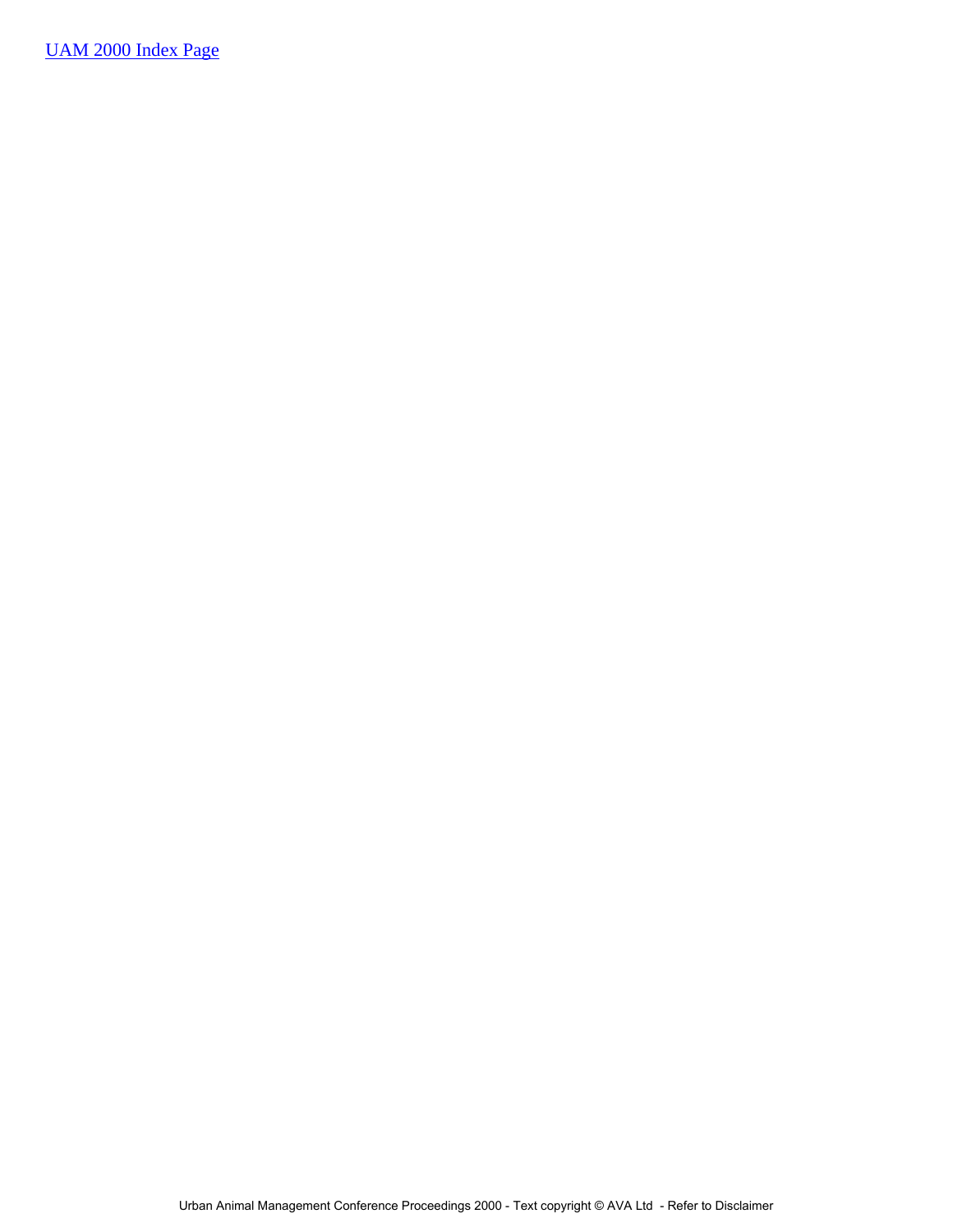[UAM 2000 Index Page]